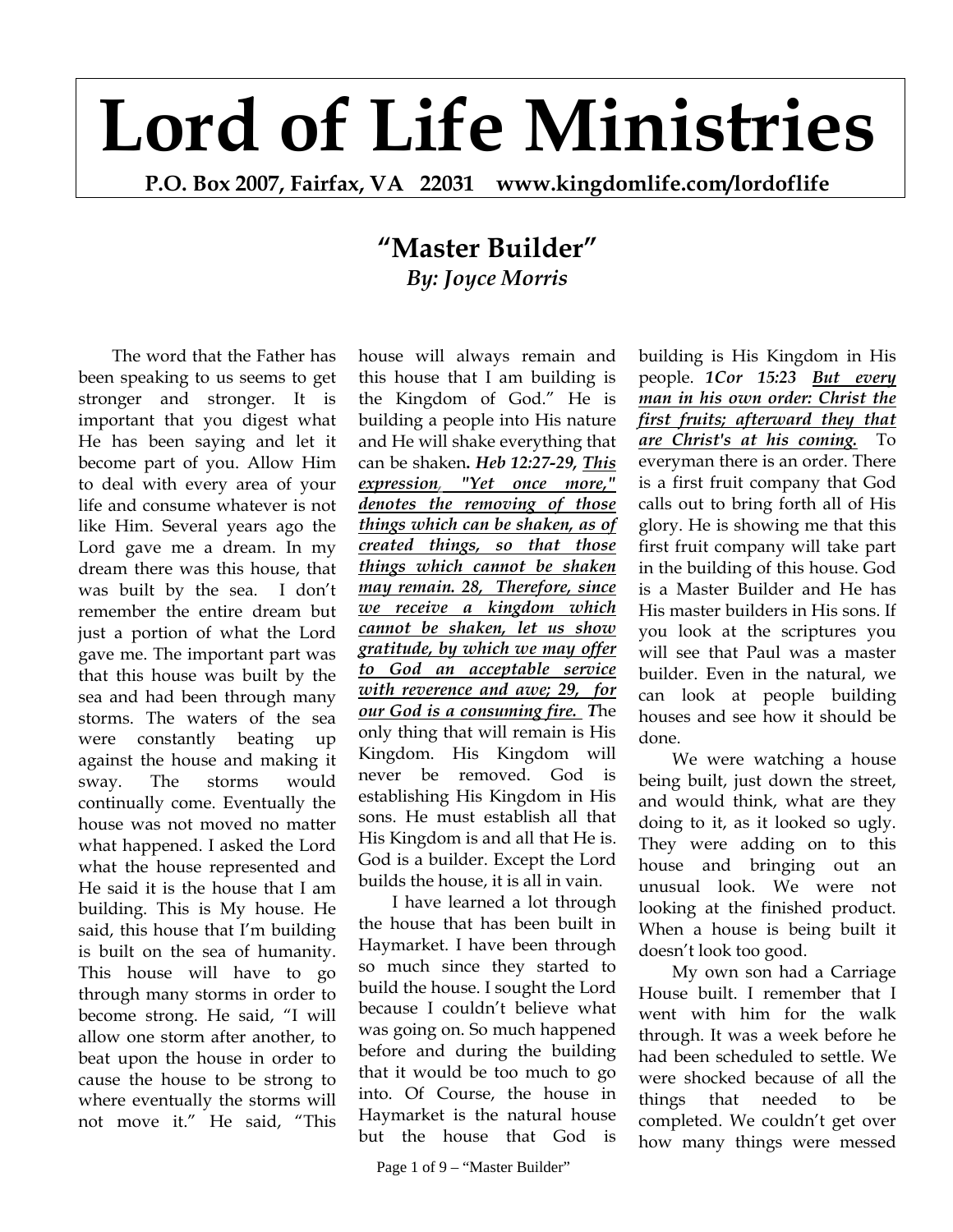# Lord of Life Ministries

**P.O. Box 2007, Fairfax, VA 22031 www.kingdomlife.com/lordoflife**

## "Master Builder"

### *By: Joyce Morris*

The word that the Father has been speaking to us seems to get stronger and stronger. It is important that you digest what He has been saying and let it become part of you. Allow Him to deal with every area of your life and consume whatever is not like Him. Several years ago the Lord gave me a dream. In my dream there was this house, that was built by the sea. I don't remember the entire dream but just a portion of what the Lord gave me. The important part was that this house was built by the sea and had been through many storms. The waters of the sea were constantly beating up against the house and making it sway. The storms would continually come. Eventually the house was not moved no matter what happened. I asked the Lord what the house represented and He said it is the house that I am building. This is My house. He said, this house that I'm building is built on the sea of humanity. This house will have to go through many storms in order to become strong. He said, "I will allow one storm after another, to beat upon the house in order to cause the house to be strong to where eventually the storms will not move it." He said, "This house will always remain and this house that I am building is the Kingdom of God." He is building a people into His nature and He will shake everything that can be shaken**.** ***Heb 12:27-29, <u>This expression, "Yet once more," denotes the removing of those things which can be shaken, as of created things, so that those things which cannot be shaken may remain. 28, Therefore, since we receive a kingdom which cannot be shaken, let us show gratitude, by which we may offer to God an acceptable service with reverence and awe; 29, for our God is a consuming fire.</u>*** ***T***he only thing that will remain is His Kingdom. His Kingdom will never be removed. God is establishing His Kingdom in His sons. He must establish all that His Kingdom is and all that He is. God is a builder. Except the Lord builds the house, it is all in vain.

I have learned a lot through the house that has been built in Haymarket. I have been through so much since they started to build the house. I sought the Lord because I couldn't believe what was going on. So much happened before and during the building that it would be too much to go into. Of Course, the house in Haymarket is the natural house but the house that God is building is His Kingdom in His people. ***1Cor 15:23 <u>But every man in his own order: Christ the first fruits; afterward they that are Christ's at his coming.</u>*** To everyman there is an order. There is a first fruit company that God calls out to bring forth all of His glory. He is showing me that this first fruit company will take part in the building of this house. God is a Master Builder and He has His master builders in His sons. If you look at the scriptures you will see that Paul was a master builder. Even in the natural, we can look at people building houses and see how it should be done.

We were watching a house being built, just down the street, and would think, what are they doing to it, as it looked so ugly. They were adding on to this house and bringing out an unusual look. We were not looking at the finished product. When a house is being built it doesn't look too good.

My own son had a Carriage House built. I remember that I went with him for the walk through. It was a week before he had been scheduled to settle. We were shocked because of all the things that needed to be completed. We couldn't get over how many things were messed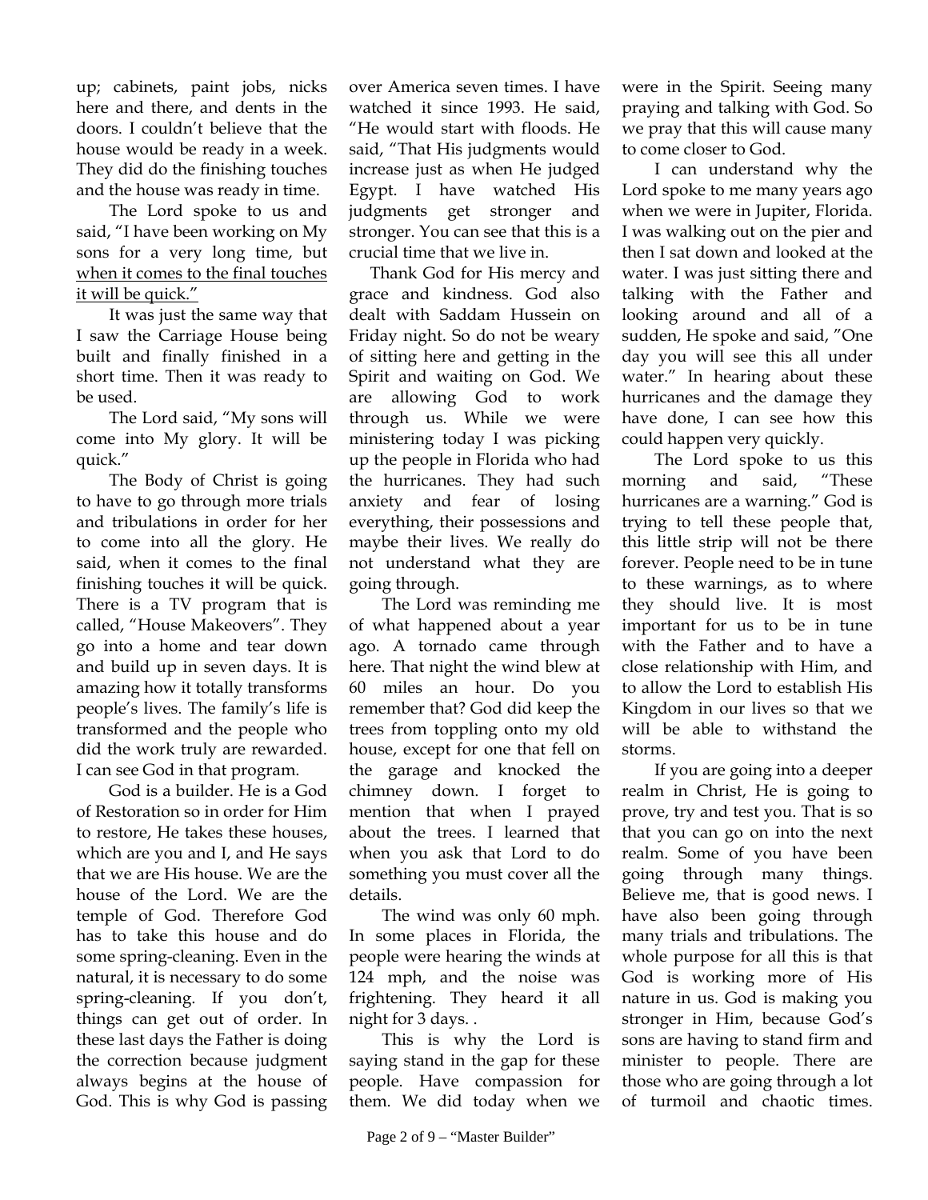up; cabinets, paint jobs, nicks here and there, and dents in the doors. I couldn't believe that the house would be ready in a week. They did do the finishing touches and the house was ready in time.

The Lord spoke to us and said, "I have been working on My sons for a very long time, but <u>when it comes to the final touches it will be quick.</u>"

It was just the same way that I saw the Carriage House being built and finally finished in a short time. Then it was ready to be used.

The Lord said, "My sons will come into My glory. It will be quick."

The Body of Christ is going to have to go through more trials and tribulations in order for her to come into all the glory. He said, when it comes to the final finishing touches it will be quick. There is a TV program that is called, "House Makeovers". They go into a home and tear down and build up in seven days. It is amazing how it totally transforms people's lives. The family's life is transformed and the people who did the work truly are rewarded. I can see God in that program.

God is a builder. He is a God of Restoration so in order for Him to restore, He takes these houses, which are you and I, and He says that we are His house. We are the house of the Lord. We are the temple of God. Therefore God has to take this house and do some spring-cleaning. Even in the natural, it is necessary to do some spring-cleaning. If you don't, things can get out of order. In these last days the Father is doing the correction because judgment always begins at the house of God. This is why God is passing over America seven times. I have watched it since 1993. He said, "He would start with floods. He said, "That His judgments would increase just as when He judged Egypt. I have watched His judgments get stronger and stronger. You can see that this is a crucial time that we live in.

Thank God for His mercy and grace and kindness. God also dealt with Saddam Hussein on Friday night. So do not be weary of sitting here and getting in the Spirit and waiting on God. We are allowing God to work through us. While we were ministering today I was picking up the people in Florida who had the hurricanes. They had such anxiety and fear of losing everything, their possessions and maybe their lives. We really do not understand what they are going through.

The Lord was reminding me of what happened about a year ago. A tornado came through here. That night the wind blew at 60 miles an hour. Do you remember that? God did keep the trees from toppling onto my old house, except for one that fell on the garage and knocked the chimney down. I forget to mention that when I prayed about the trees. I learned that when you ask that Lord to do something you must cover all the details.

The wind was only 60 mph. In some places in Florida, the people were hearing the winds at 124 mph, and the noise was frightening. They heard it all night for 3 days. .

This is why the Lord is saying stand in the gap for these people. Have compassion for them. We did today when we were in the Spirit. Seeing many praying and talking with God. So we pray that this will cause many to come closer to God.

I can understand why the Lord spoke to me many years ago when we were in Jupiter, Florida. I was walking out on the pier and then I sat down and looked at the water. I was just sitting there and talking with the Father and looking around and all of a sudden, He spoke and said, "One day you will see this all under water." In hearing about these hurricanes and the damage they have done, I can see how this could happen very quickly.

The Lord spoke to us this morning and said, "These hurricanes are a warning." God is trying to tell these people that, this little strip will not be there forever. People need to be in tune to these warnings, as to where they should live. It is most important for us to be in tune with the Father and to have a close relationship with Him, and to allow the Lord to establish His Kingdom in our lives so that we will be able to withstand the storms.

If you are going into a deeper realm in Christ, He is going to prove, try and test you. That is so that you can go on into the next realm. Some of you have been going through many things. Believe me, that is good news. I have also been going through many trials and tribulations. The whole purpose for all this is that God is working more of His nature in us. God is making you stronger in Him, because God's sons are having to stand firm and minister to people. There are those who are going through a lot of turmoil and chaotic times.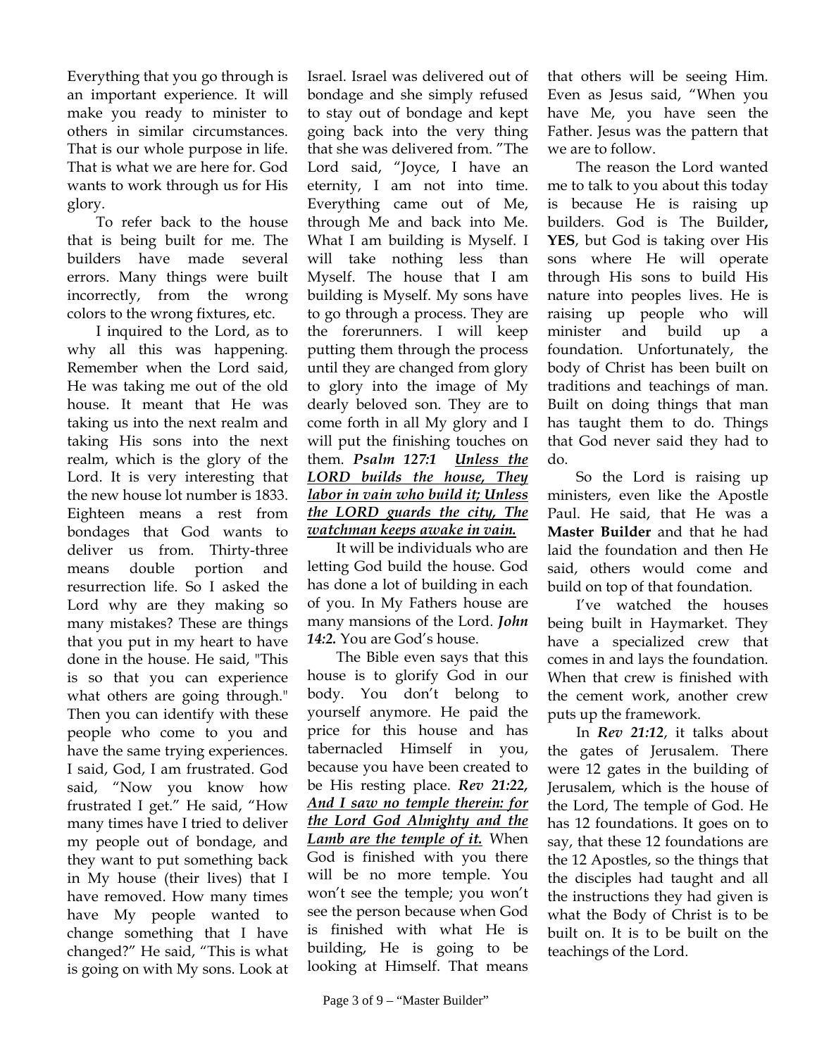Everything that you go through is an important experience. It will make you ready to minister to others in similar circumstances. That is our whole purpose in life. That is what we are here for. God wants to work through us for His glory.

To refer back to the house that is being built for me. The builders have made several errors. Many things were built incorrectly, from the wrong colors to the wrong fixtures, etc.

I inquired to the Lord, as to why all this was happening. Remember when the Lord said, He was taking me out of the old house. It meant that He was taking us into the next realm and taking His sons into the next realm, which is the glory of the Lord. It is very interesting that the new house lot number is 1833. Eighteen means a rest from bondages that God wants to deliver us from. Thirty-three means double portion and resurrection life. So I asked the Lord why are they making so many mistakes? These are things that you put in my heart to have done in the house. He said, "This is so that you can experience what others are going through." Then you can identify with these people who come to you and have the same trying experiences. I said, God, I am frustrated. God said, "Now you know how frustrated I get." He said, "How many times have I tried to deliver my people out of bondage, and they want to put something back in My house (their lives) that I have removed. How many times have My people wanted to change something that I have changed?" He said, "This is what is going on with My sons. Look at Israel. Israel was delivered out of bondage and she simply refused to stay out of bondage and kept going back into the very thing that she was delivered from. "The Lord said, "Joyce, I have an eternity, I am not into time. Everything came out of Me, through Me and back into Me. What I am building is Myself. I will take nothing less than Myself. The house that I am building is Myself. My sons have to go through a process. They are the forerunners. I will keep putting them through the process until they are changed from glory to glory into the image of My dearly beloved son. They are to come forth in all My glory and I will put the finishing touches on them. ***Psalm 127:1*** ***<u>Unless the LORD builds the house, They labor in vain who build it; Unless the LORD guards the city, The watchman keeps awake in vain.</u>***

It will be individuals who are letting God build the house. God has done a lot of building in each of you. In My Fathers house are many mansions of the Lord. ***John 14:2.*** You are God's house.

The Bible even says that this house is to glorify God in our body. You don't belong to yourself anymore. He paid the price for this house and has tabernacled Himself in you, because you have been created to be His resting place. ***Rev 21:22, <u>And I saw no temple therein: for the Lord God Almighty and the Lamb are the temple of it.</u>*** When God is finished with you there will be no more temple. You won't see the temple; you won't see the person because when God is finished with what He is building, He is going to be looking at Himself. That means that others will be seeing Him. Even as Jesus said, "When you have Me, you have seen the Father. Jesus was the pattern that we are to follow.

The reason the Lord wanted me to talk to you about this today is because He is raising up builders. God is The Builder**, YES**, but God is taking over His sons where He will operate through His sons to build His nature into peoples lives. He is raising up people who will minister and build up a foundation. Unfortunately, the body of Christ has been built on traditions and teachings of man. Built on doing things that man has taught them to do. Things that God never said they had to do.

So the Lord is raising up ministers, even like the Apostle Paul. He said, that He was a **Master Builder** and that he had laid the foundation and then He said, others would come and build on top of that foundation.

I've watched the houses being built in Haymarket. They have a specialized crew that comes in and lays the foundation. When that crew is finished with the cement work, another crew puts up the framework.

In ***Rev 21:12***, it talks about the gates of Jerusalem. There were 12 gates in the building of Jerusalem, which is the house of the Lord, The temple of God. He has 12 foundations. It goes on to say, that these 12 foundations are the 12 Apostles, so the things that the disciples had taught and all the instructions they had given is what the Body of Christ is to be built on. It is to be built on the teachings of the Lord.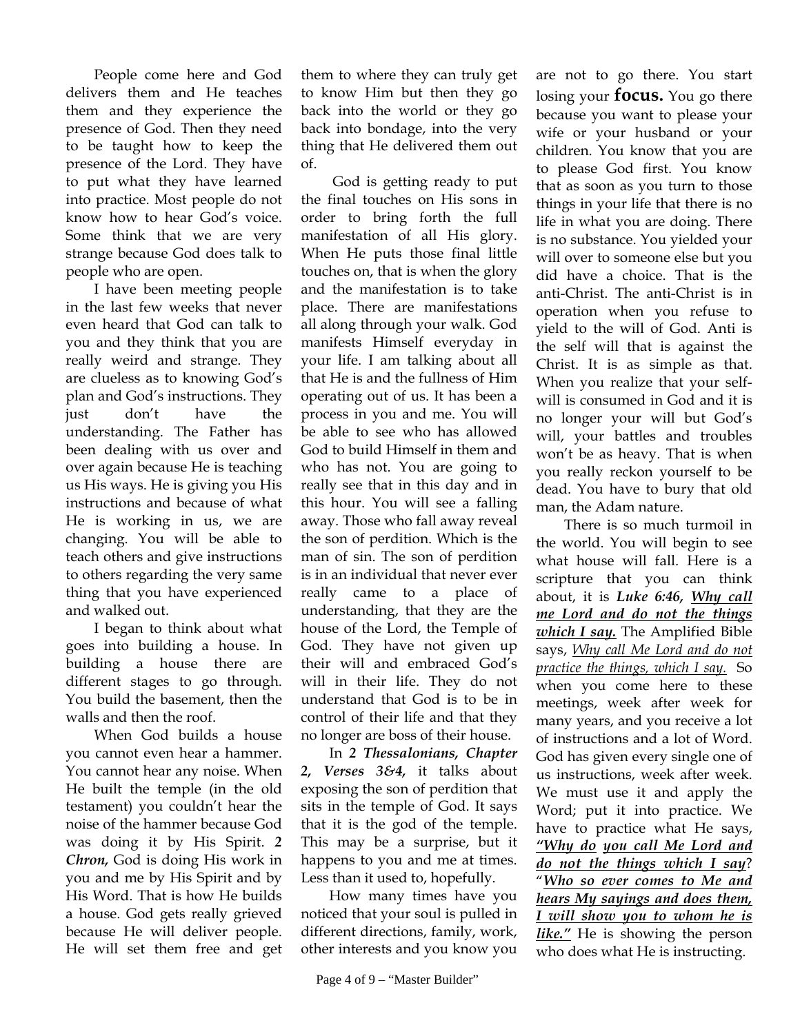People come here and God delivers them and He teaches them and they experience the presence of God. Then they need to be taught how to keep the presence of the Lord. They have to put what they have learned into practice. Most people do not know how to hear God's voice. Some think that we are very strange because God does talk to people who are open.

I have been meeting people in the last few weeks that never even heard that God can talk to you and they think that you are really weird and strange. They are clueless as to knowing God's plan and God's instructions. They just don't have the understanding. The Father has been dealing with us over and over again because He is teaching us His ways. He is giving you His instructions and because of what He is working in us, we are changing. You will be able to teach others and give instructions to others regarding the very same thing that you have experienced and walked out.

I began to think about what goes into building a house. In building a house there are different stages to go through. You build the basement, then the walls and then the roof.

When God builds a house you cannot even hear a hammer. You cannot hear any noise. When He built the temple (in the old testament) you couldn't hear the noise of the hammer because God was doing it by His Spirit. ***2 Chron,*** God is doing His work in you and me by His Spirit and by His Word. That is how He builds a house. God gets really grieved because He will deliver people. He will set them free and get them to where they can truly get to know Him but then they go back into the world or they go back into bondage, into the very thing that He delivered them out of.

God is getting ready to put the final touches on His sons in order to bring forth the full manifestation of all His glory. When He puts those final little touches on, that is when the glory and the manifestation is to take place. There are manifestations all along through your walk. God manifests Himself everyday in your life. I am talking about all that He is and the fullness of Him operating out of us. It has been a process in you and me. You will be able to see who has allowed God to build Himself in them and who has not. You are going to really see that in this day and in this hour. You will see a falling away. Those who fall away reveal the son of perdition. Which is the man of sin. The son of perdition is in an individual that never ever really came to a place of understanding, that they are the house of the Lord, the Temple of God. They have not given up their will and embraced God's will in their life. They do not understand that God is to be in control of their life and that they no longer are boss of their house.

In ***2 Thessalonians, Chapter 2, Verses 3&4,*** it talks about exposing the son of perdition that sits in the temple of God. It says that it is the god of the temple. This may be a surprise, but it happens to you and me at times. Less than it used to, hopefully.

How many times have you noticed that your soul is pulled in different directions, family, work, other interests and you know you are not to go there. You start losing your **focus.** You go there because you want to please your wife or your husband or your children. You know that you are to please God first. You know that as soon as you turn to those things in your life that there is no life in what you are doing. There is no substance. You yielded your will over to someone else but you did have a choice. That is the anti-Christ. The anti-Christ is in operation when you refuse to yield to the will of God. Anti is the self will that is against the Christ. It is as simple as that. When you realize that your self-will is consumed in God and it is no longer your will but God's will, your battles and troubles won't be as heavy. That is when you really reckon yourself to be dead. You have to bury that old man, the Adam nature.

There is so much turmoil in the world. You will begin to see what house will fall. Here is a scripture that you can think about, it is ***Luke 6:46, <u>Why call me Lord and do not the things which I say.</u>*** The Amplified Bible says, *<u>Why call Me Lord and do not practice the things, which I say.</u>* So when you come here to these meetings, week after week for many years, and you receive a lot of instructions and a lot of Word. God has given every single one of us instructions, week after week. We must use it and apply the Word; put it into practice. We have to practice what He says, ***"<u>Why do</u> <u>you call Me Lord and do not the things which I say</u>?*** ***"<u>Who so ever comes to Me and hears My sayings and does them, I will show you to whom he is like.</u>"*** He is showing the person who does what He is instructing.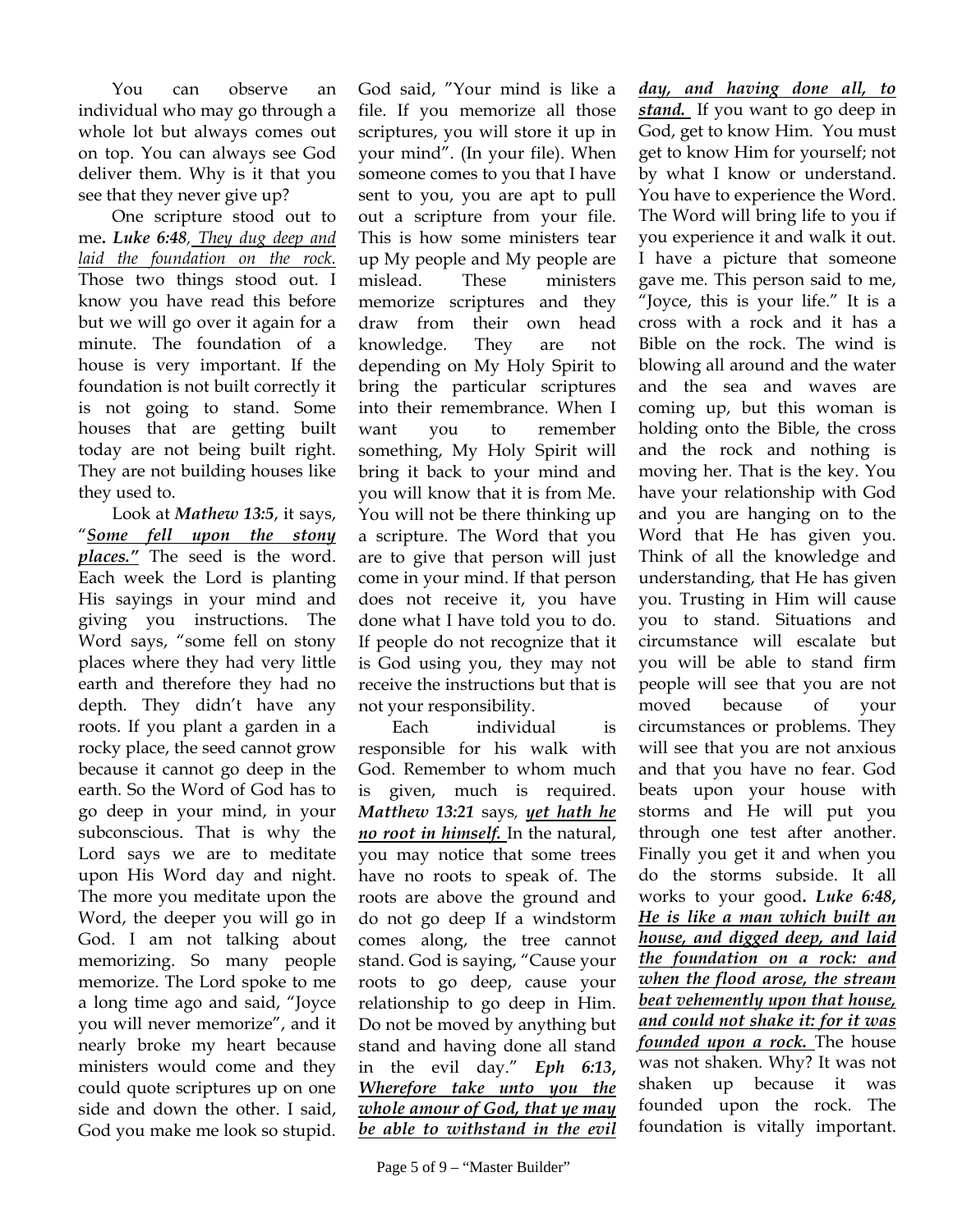You can observe an individual who may go through a whole lot but always comes out on top. You can always see God deliver them. Why is it that you see that they never give up?

One scripture stood out to me**.** ***Luke 6:48****, <u>They dug deep and laid the foundation on the rock.</u>* Those two things stood out. I know you have read this before but we will go over it again for a minute. The foundation of a house is very important. If the foundation is not built correctly it is not going to stand. Some houses that are getting built today are not being built right. They are not building houses like they used to.

Look at ***Mathew 13:5***, it says, "***<u>Some fell upon the stony places."</u>*** The seed is the word. Each week the Lord is planting His sayings in your mind and giving you instructions. The Word says, "some fell on stony places where they had very little earth and therefore they had no depth. They didn't have any roots. If you plant a garden in a rocky place, the seed cannot grow because it cannot go deep in the earth. So the Word of God has to go deep in your mind, in your subconscious. That is why the Lord says we are to meditate upon His Word day and night. The more you meditate upon the Word, the deeper you will go in God. I am not talking about memorizing. So many people memorize. The Lord spoke to me a long time ago and said, "Joyce you will never memorize", and it nearly broke my heart because ministers would come and they could quote scriptures up on one side and down the other. I said, God you make me look so stupid. God said, "Your mind is like a file. If you memorize all those scriptures, you will store it up in your mind". (In your file). When someone comes to you that I have sent to you, you are apt to pull out a scripture from your file. This is how some ministers tear up My people and My people are mislead. These ministers memorize scriptures and they draw from their own head knowledge. They are not depending on My Holy Spirit to bring the particular scriptures into their remembrance. When I want you to remember something, My Holy Spirit will bring it back to your mind and you will know that it is from Me. You will not be there thinking up a scripture. The Word that you are to give that person will just come in your mind. If that person does not receive it, you have done what I have told you to do. If people do not recognize that it is God using you, they may not receive the instructions but that is not your responsibility.

Each individual is responsible for his walk with God. Remember to whom much is given, much is required. ***Matthew 13:21*** says*,* ***<u>yet hath he no root in himself.</u>*** In the natural, you may notice that some trees have no roots to speak of. The roots are above the ground and do not go deep If a windstorm comes along, the tree cannot stand. God is saying, "Cause your roots to go deep, cause your relationship to go deep in Him. Do not be moved by anything but stand and having done all stand in the evil day." ***Eph 6:13, <u>Wherefore take unto you the whole amour of God, that ye may be able to withstand in the evil day, and having done all, to stand.</u>*** If you want to go deep in God, get to know Him. You must get to know Him for yourself; not by what I know or understand. You have to experience the Word. The Word will bring life to you if you experience it and walk it out. I have a picture that someone gave me. This person said to me, "Joyce, this is your life." It is a cross with a rock and it has a Bible on the rock. The wind is blowing all around and the water and the sea and waves are coming up, but this woman is holding onto the Bible, the cross and the rock and nothing is moving her. That is the key. You have your relationship with God and you are hanging on to the Word that He has given you. Think of all the knowledge and understanding, that He has given you. Trusting in Him will cause you to stand. Situations and circumstance will escalate but you will be able to stand firm people will see that you are not moved because of your circumstances or problems. They will see that you are not anxious and that you have no fear. God beats upon your house with storms and He will put you through one test after another. Finally you get it and when you do the storms subside. It all works to your good**.** ***Luke 6:48, <u>He is like a man which built an house, and digged deep, and laid the foundation on a rock: and when the flood arose, the stream beat vehemently upon that house, and could not shake it: for it was founded upon a rock.</u>*** The house was not shaken. Why? It was not shaken up because it was founded upon the rock. The foundation is vitally important.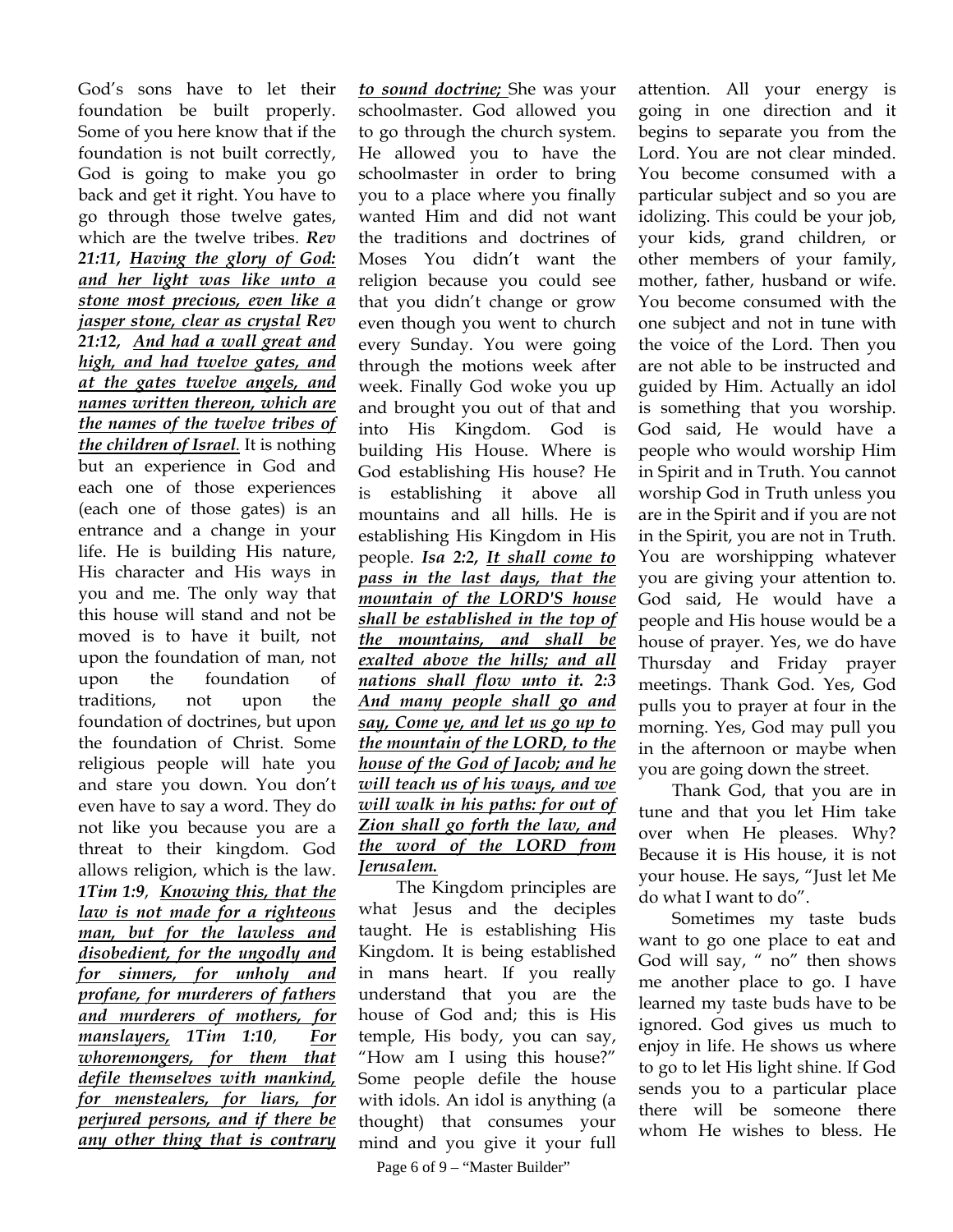God's sons have to let their foundation be built properly. Some of you here know that if the foundation is not built correctly, God is going to make you go back and get it right. You have to go through those twelve gates, which are the twelve tribes. ***Rev 21:11, Having the glory of God: and her light was like unto a stone most precious, even like a jasper stone, clear as crystal Rev 21:12, And had a wall great and high, and had twelve gates, and at the gates twelve angels, and names written thereon, which are the names of the twelve tribes of the children of Israel.*** It is nothing but an experience in God and each one of those experiences (each one of those gates) is an entrance and a change in your life. He is building His nature, His character and His ways in you and me. The only way that this house will stand and not be moved is to have it built, not upon the foundation of man, not upon the foundation of traditions, not upon the foundation of doctrines, but upon the foundation of Christ. Some religious people will hate you and stare you down. You don't even have to say a word. They do not like you because you are a threat to their kingdom. God allows religion, which is the law. ***1Tim 1:9, Knowing this, that the law is not made for a righteous man, but for the lawless and disobedient, for the ungodly and for sinners, for unholy and profane, for murderers of fathers and murderers of mothers, for manslayers, 1Tim 1:10, For whoremongers, for them that defile themselves with mankind, for menstealers, for liars, for perjured persons, and if there be any other thing that is contrary to sound doctrine;*** She was your schoolmaster. God allowed you to go through the church system. He allowed you to have the schoolmaster in order to bring you to a place where you finally wanted Him and did not want the traditions and doctrines of Moses You didn't want the religion because you could see that you didn't change or grow even though you went to church every Sunday. You were going through the motions week after week. Finally God woke you up and brought you out of that and into His Kingdom. God is building His House. Where is God establishing His house? He is establishing it above all mountains and all hills. He is establishing His Kingdom in His people. ***Isa 2:2, It shall come to pass in the last days, that the mountain of the LORD'S house shall be established in the top of the mountains, and shall be exalted above the hills; and all nations shall flow unto it. 2:3 And many people shall go and say, Come ye, and let us go up to the mountain of the LORD, to the house of the God of Jacob; and he will teach us of his ways, and we will walk in his paths: for out of Zion shall go forth the law, and the word of the LORD from Jerusalem.***

The Kingdom principles are what Jesus and the deciples taught. He is establishing His Kingdom. It is being established in mans heart. If you really understand that you are the house of God and; this is His temple, His body, you can say, "How am I using this house?" Some people defile the house with idols. An idol is anything (a thought) that consumes your mind and you give it your full attention. All your energy is going in one direction and it begins to separate you from the Lord. You are not clear minded. You become consumed with a particular subject and so you are idolizing. This could be your job, your kids, grand children, or other members of your family, mother, father, husband or wife. You become consumed with the one subject and not in tune with the voice of the Lord. Then you are not able to be instructed and guided by Him. Actually an idol is something that you worship. God said, He would have a people who would worship Him in Spirit and in Truth. You cannot worship God in Truth unless you are in the Spirit and if you are not in the Spirit, you are not in Truth. You are worshipping whatever you are giving your attention to. God said, He would have a people and His house would be a house of prayer. Yes, we do have Thursday and Friday prayer meetings. Thank God. Yes, God pulls you to prayer at four in the morning. Yes, God may pull you in the afternoon or maybe when you are going down the street.

Thank God, that you are in tune and that you let Him take over when He pleases. Why? Because it is His house, it is not your house. He says, "Just let Me do what I want to do".

Sometimes my taste buds want to go one place to eat and God will say, " no" then shows me another place to go. I have learned my taste buds have to be ignored. God gives us much to enjoy in life. He shows us where to go to let His light shine. If God sends you to a particular place there will be someone there whom He wishes to bless. He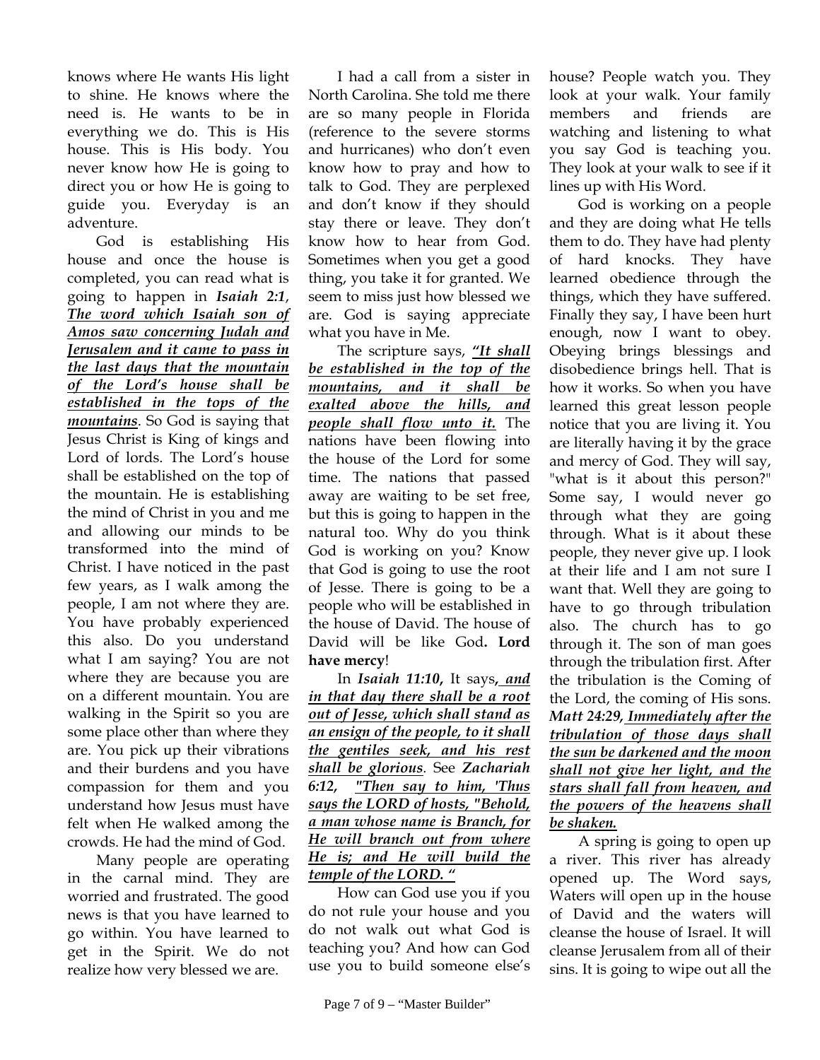knows where He wants His light to shine. He knows where the need is. He wants to be in everything we do. This is His house. This is His body. You never know how He is going to direct you or how He is going to guide you. Everyday is an adventure.

God is establishing His house and once the house is completed, you can read what is going to happen in ***Isaiah 2:1***, ***<u>The word which Isaiah son of Amos saw concerning Judah and Jerusalem and it came to pass in the last days that the mountain of the Lord's house shall be established in the tops of the mountains</u>***. So God is saying that Jesus Christ is King of kings and Lord of lords. The Lord's house shall be established on the top of the mountain. He is establishing the mind of Christ in you and me and allowing our minds to be transformed into the mind of Christ. I have noticed in the past few years, as I walk among the people, I am not where they are. You have probably experienced this also. Do you understand what I am saying? You are not where they are because you are on a different mountain. You are walking in the Spirit so you are some place other than where they are. You pick up their vibrations and their burdens and you have compassion for them and you understand how Jesus must have felt when He walked among the crowds. He had the mind of God.

Many people are operating in the carnal mind. They are worried and frustrated. The good news is that you have learned to go within. You have learned to get in the Spirit. We do not realize how very blessed we are.

I had a call from a sister in North Carolina. She told me there are so many people in Florida (reference to the severe storms and hurricanes) who don't even know how to pray and how to talk to God. They are perplexed and don't know if they should stay there or leave. They don't know how to hear from God. Sometimes when you get a good thing, you take it for granted. We seem to miss just how blessed we are. God is saying appreciate what you have in Me.

The scripture says, ***<u>"It shall be established in the top of the mountains, and it shall be exalted above the hills, and people shall flow unto it.</u>*** The nations have been flowing into the house of the Lord for some time. The nations that passed away are waiting to be set free, but this is going to happen in the natural too. Why do you think God is working on you? Know that God is going to use the root of Jesse. There is going to be a people who will be established in the house of David. The house of David will be like God**. Lord have mercy**!

In ***Isaiah 11:10***, It says***<u>, and in that day there shall be a root out of Jesse, which shall stand as an ensign of the people, to it shall the gentiles seek, and his rest shall be glorious</u>***. See ***Zachariah 6:12***, ***<u>"Then say to him, 'Thus says the LORD of hosts, "Behold, a man whose name is Branch, for He will branch out from where He is; and He will build the temple of the LORD. "</u>***

How can God use you if you do not rule your house and you do not walk out what God is teaching you? And how can God use you to build someone else's house? People watch you. They look at your walk. Your family members and friends are watching and listening to what you say God is teaching you. They look at your walk to see if it lines up with His Word.

God is working on a people and they are doing what He tells them to do. They have had plenty of hard knocks. They have learned obedience through the things, which they have suffered. Finally they say, I have been hurt enough, now I want to obey. Obeying brings blessings and disobedience brings hell. That is how it works. So when you have learned this great lesson people notice that you are living it. You are literally having it by the grace and mercy of God. They will say, "what is it about this person?" Some say, I would never go through what they are going through. What is it about these people, they never give up. I look at their life and I am not sure I want that. Well they are going to have to go through tribulation also. The church has to go through it. The son of man goes through the tribulation first. After the tribulation is the Coming of the Lord, the coming of His sons. ***Matt 24:29***, ***<u>Immediately after the tribulation of those days shall the sun be darkened and the moon shall not give her light, and the stars shall fall from heaven, and the powers of the heavens shall be shaken.</u>***

A spring is going to open up a river. This river has already opened up. The Word says, Waters will open up in the house of David and the waters will cleanse the house of Israel. It will cleanse Jerusalem from all of their sins. It is going to wipe out all the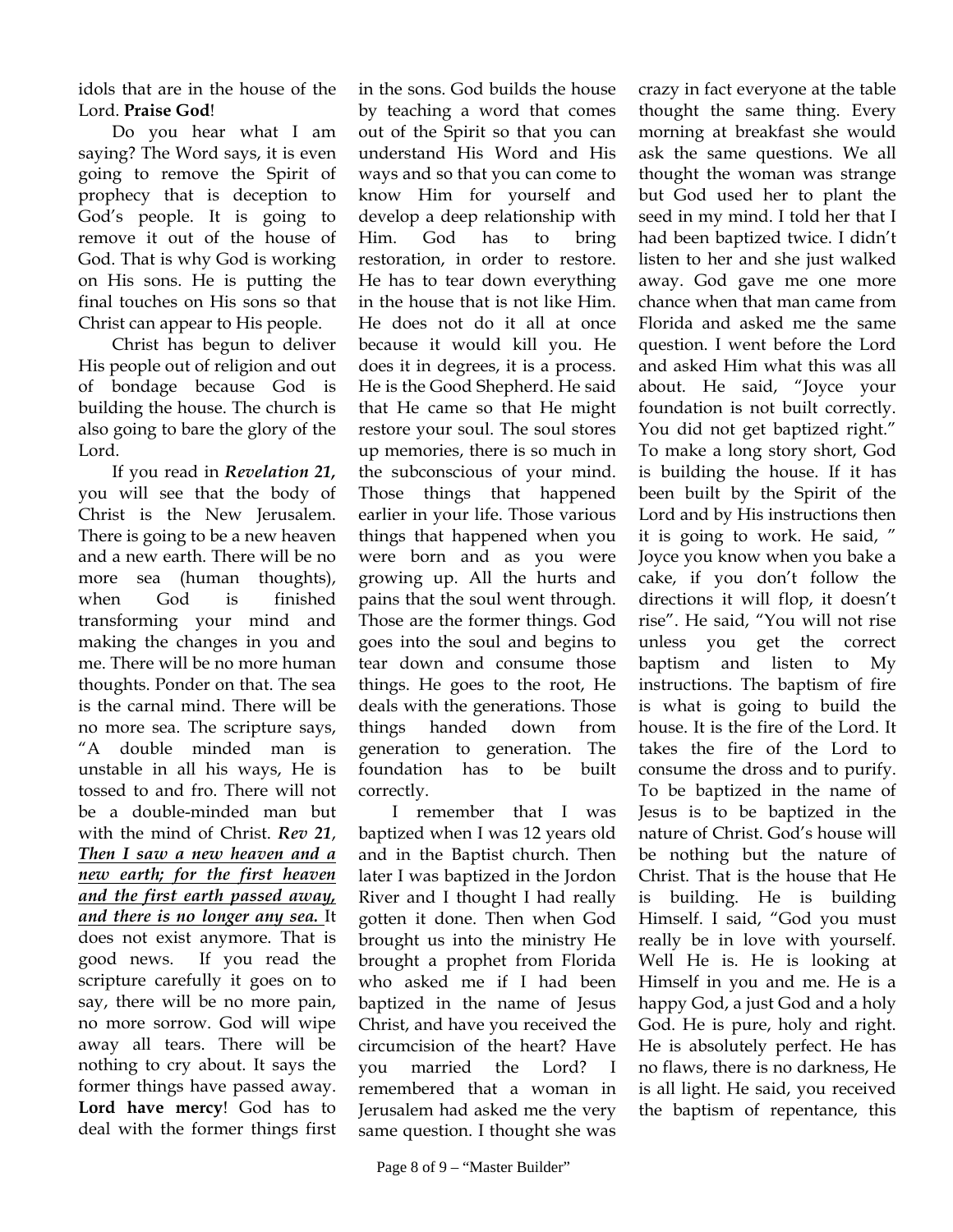idols that are in the house of the Lord. **Praise God**!

Do you hear what I am saying? The Word says, it is even going to remove the Spirit of prophecy that is deception to God's people. It is going to remove it out of the house of God. That is why God is working on His sons. He is putting the final touches on His sons so that Christ can appear to His people.

Christ has begun to deliver His people out of religion and out of bondage because God is building the house. The church is also going to bare the glory of the Lord.

If you read in ***Revelation 21***, you will see that the body of Christ is the New Jerusalem. There is going to be a new heaven and a new earth. There will be no more sea (human thoughts), when God is finished transforming your mind and making the changes in you and me. There will be no more human thoughts. Ponder on that. The sea is the carnal mind. There will be no more sea. The scripture says, "A double minded man is unstable in all his ways, He is tossed to and fro. There will not be a double-minded man but with the mind of Christ. ***Rev 21, <u>Then I saw a new heaven and a new earth; for the first heaven and the first earth passed away, and there is no longer any sea.</u>*** It does not exist anymore. That is good news. If you read the scripture carefully it goes on to say, there will be no more pain, no more sorrow. God will wipe away all tears. There will be nothing to cry about. It says the former things have passed away. **Lord have mercy**! God has to deal with the former things first in the sons. God builds the house by teaching a word that comes out of the Spirit so that you can understand His Word and His ways and so that you can come to know Him for yourself and develop a deep relationship with Him. God has to bring restoration, in order to restore. He has to tear down everything in the house that is not like Him. He does not do it all at once because it would kill you. He does it in degrees, it is a process. He is the Good Shepherd. He said that He came so that He might restore your soul. The soul stores up memories, there is so much in the subconscious of your mind. Those things that happened earlier in your life. Those various things that happened when you were born and as you were growing up. All the hurts and pains that the soul went through. Those are the former things. God goes into the soul and begins to tear down and consume those things. He goes to the root, He deals with the generations. Those things handed down from generation to generation. The foundation has to be built correctly.

I remember that I was baptized when I was 12 years old and in the Baptist church. Then later I was baptized in the Jordon River and I thought I had really gotten it done. Then when God brought us into the ministry He brought a prophet from Florida who asked me if I had been baptized in the name of Jesus Christ, and have you received the circumcision of the heart? Have you married the Lord? I remembered that a woman in Jerusalem had asked me the very same question. I thought she was crazy in fact everyone at the table thought the same thing. Every morning at breakfast she would ask the same questions. We all thought the woman was strange but God used her to plant the seed in my mind. I told her that I had been baptized twice. I didn't listen to her and she just walked away. God gave me one more chance when that man came from Florida and asked me the same question. I went before the Lord and asked Him what this was all about. He said, "Joyce your foundation is not built correctly. You did not get baptized right." To make a long story short, God is building the house. If it has been built by the Spirit of the Lord and by His instructions then it is going to work. He said, " Joyce you know when you bake a cake, if you don't follow the directions it will flop, it doesn't rise". He said, "You will not rise unless you get the correct baptism and listen to My instructions. The baptism of fire is what is going to build the house. It is the fire of the Lord. It takes the fire of the Lord to consume the dross and to purify. To be baptized in the name of Jesus is to be baptized in the nature of Christ. God's house will be nothing but the nature of Christ. That is the house that He is building. He is building Himself. I said, "God you must really be in love with yourself. Well He is. He is looking at Himself in you and me. He is a happy God, a just God and a holy God. He is pure, holy and right. He is absolutely perfect. He has no flaws, there is no darkness, He is all light. He said, you received the baptism of repentance, this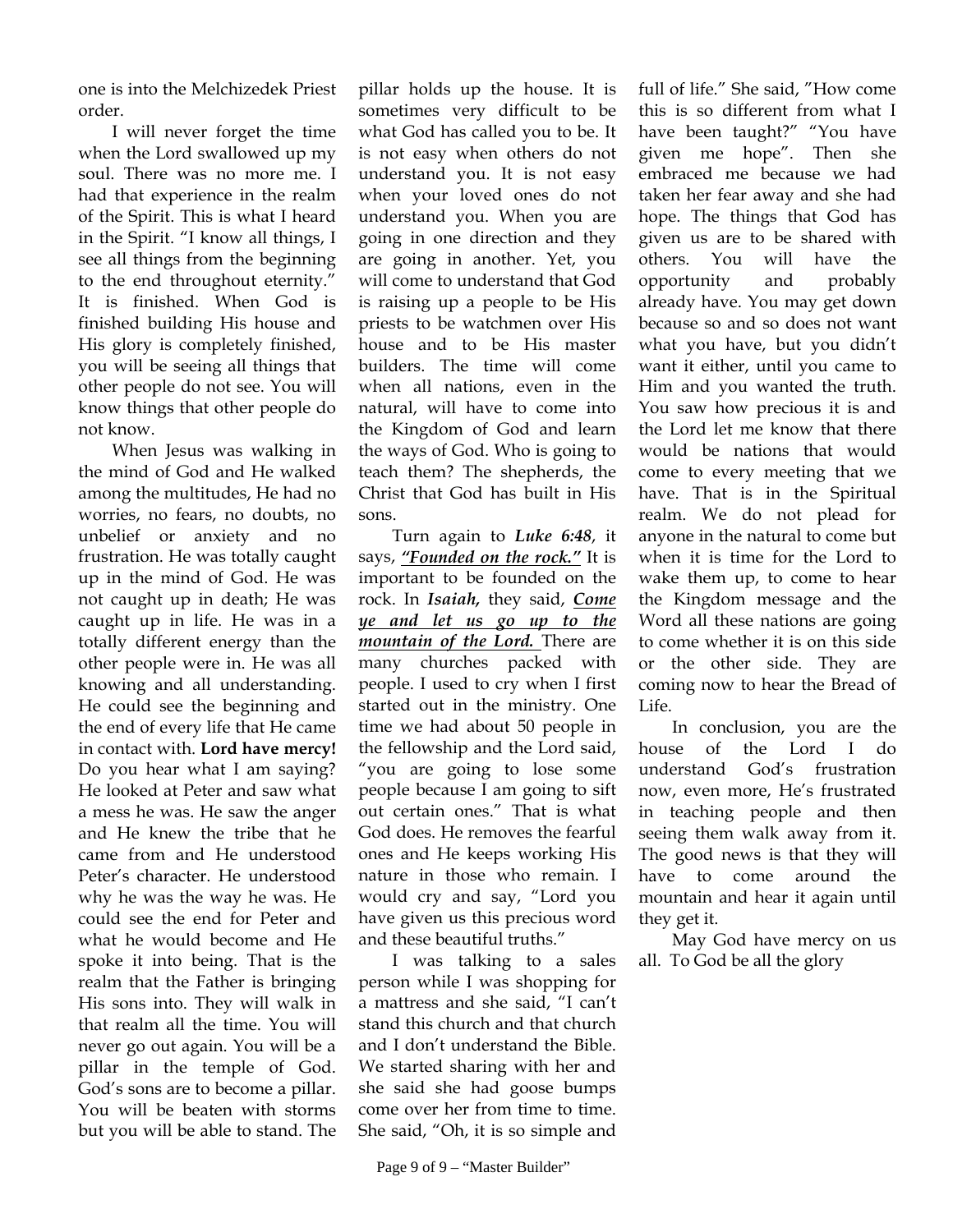one is into the Melchizedek Priest order.

I will never forget the time when the Lord swallowed up my soul. There was no more me. I had that experience in the realm of the Spirit. This is what I heard in the Spirit. "I know all things, I see all things from the beginning to the end throughout eternity." It is finished. When God is finished building His house and His glory is completely finished, you will be seeing all things that other people do not see. You will know things that other people do not know.

When Jesus was walking in the mind of God and He walked among the multitudes, He had no worries, no fears, no doubts, no unbelief or anxiety and no frustration. He was totally caught up in the mind of God. He was not caught up in death; He was caught up in life. He was in a totally different energy than the other people were in. He was all knowing and all understanding. He could see the beginning and the end of every life that He came in contact with. **Lord have mercy!** Do you hear what I am saying? He looked at Peter and saw what a mess he was. He saw the anger and He knew the tribe that he came from and He understood Peter's character. He understood why he was the way he was. He could see the end for Peter and what he would become and He spoke it into being. That is the realm that the Father is bringing His sons into. They will walk in that realm all the time. You will never go out again. You will be a pillar in the temple of God. God's sons are to become a pillar. You will be beaten with storms but you will be able to stand. The pillar holds up the house. It is sometimes very difficult to be what God has called you to be. It is not easy when others do not understand you. It is not easy when your loved ones do not understand you. When you are going in one direction and they are going in another. Yet, you will come to understand that God is raising up a people to be His priests to be watchmen over His house and to be His master builders. The time will come when all nations, even in the natural, will have to come into the Kingdom of God and learn the ways of God. Who is going to teach them? The shepherds, the Christ that God has built in His sons.

Turn again to ***Luke 6:48***, it says, ***"Founded on the rock."*** It is important to be founded on the rock. In ***Isaiah,*** they said, ***Come ye and let us go up to the mountain of the Lord.*** There are many churches packed with people. I used to cry when I first started out in the ministry. One time we had about 50 people in the fellowship and the Lord said, "you are going to lose some people because I am going to sift out certain ones." That is what God does. He removes the fearful ones and He keeps working His nature in those who remain. I would cry and say, "Lord you have given us this precious word and these beautiful truths."

I was talking to a sales person while I was shopping for a mattress and she said, "I can't stand this church and that church and I don't understand the Bible. We started sharing with her and she said she had goose bumps come over her from time to time. She said, "Oh, it is so simple and full of life." She said, "How come this is so different from what I have been taught?" "You have given me hope". Then she embraced me because we had taken her fear away and she had hope. The things that God has given us are to be shared with others. You will have the opportunity and probably already have. You may get down because so and so does not want what you have, but you didn't want it either, until you came to Him and you wanted the truth. You saw how precious it is and the Lord let me know that there would be nations that would come to every meeting that we have. That is in the Spiritual realm. We do not plead for anyone in the natural to come but when it is time for the Lord to wake them up, to come to hear the Kingdom message and the Word all these nations are going to come whether it is on this side or the other side. They are coming now to hear the Bread of Life.

In conclusion, you are the house of the Lord I do understand God's frustration now, even more, He's frustrated in teaching people and then seeing them walk away from it. The good news is that they will have to come around the mountain and hear it again until they get it.

May God have mercy on us all. To God be all the glory